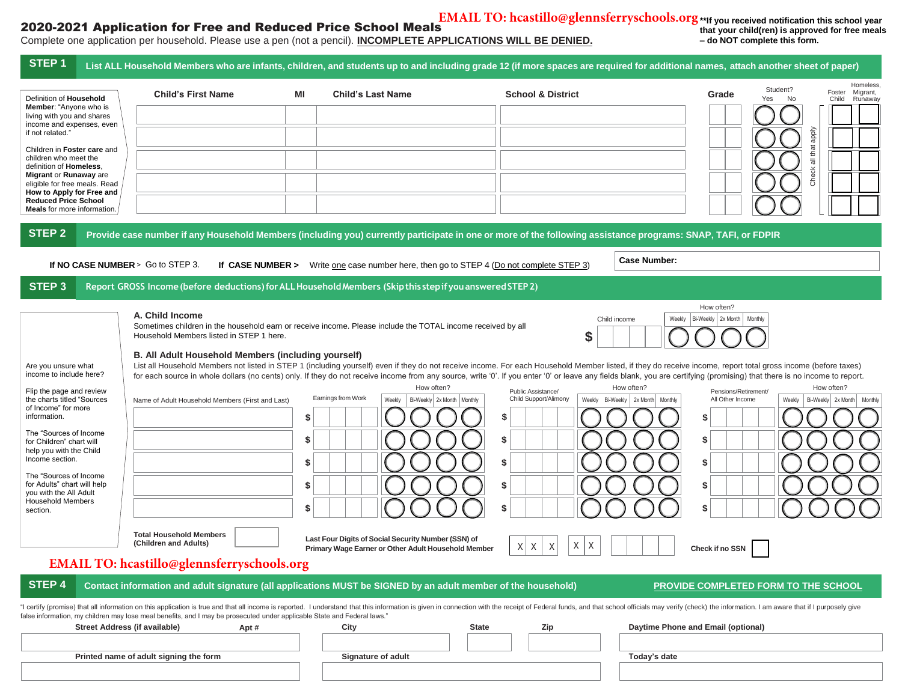EMAIL TO: hcastillo@glennsferryschools.org

# 2020-2021 Application for Free and Reduced Price School Meals

Complete one application per household. Please use a pen (not a pencil). **INCOMPLETE APPLICATIONS WILL BE DENIED.**

****If you received notification this school year that your child(ren) is approved for free meals – do NOT complete this form.**

## STEP 1 List ALL Household Members who are infants, children, and students up to and including grade 12 (if more spaces are required for additional names, attach another sheet of paper)

Definition of **Household Member**: "Anyone who is living with you and shares income and expenses, even if not related."

Children in **Foster care** and children who meet the definition of **Homeless**, **Migrant** or **Runaway** are eligible for free meals. Read **How to Apply for Free and Reduced Price School Meals** for more information.

| Child's First Name | MI | Child's Last Name | School & District | Grade | Student? Yes | Student? No | Foster Child | Homeless, Migrant, Runaway |
|---|---|---|---|---|---|---|---|---|
| | | | | | | | | |
| | | | | | | | | |
| | | | | | | | | |
| | | | | | | | | |
| | | | | | | | | |

Check all that apply

## STEP 2 Provide case number if any Household Members (including you) currently participate in one or more of the following assistance programs: SNAP, TAFI, or FDPIR

**If NO CASE NUMBER** > Go to STEP 3. **If CASE NUMBER >** Write one case number here, then go to STEP 4 (Do not complete STEP 3)

**Case Number:**

## STEP 3 Report GROSS Income (before deductions) for ALL Household Members (Skip this step if you answered STEP 2)

Are you unsure what income to include here?

Flip the page and review the charts titled "Sources of Income" for more information.

The "Sources of Income for Children" chart will help you with the Child Income section.

The "Sources of Income for Adults" chart will help you with the All Adult Household Members section.

### A. Child Income

Sometimes children in the household earn or receive income. Please include the TOTAL income received by all Household Members listed in STEP 1 here.

| Child income | How often? Weekly | Bi-Weekly | 2x Month | Monthly |
|---|---|---|---|---|
| $ | | | | |

### B. All Adult Household Members (including yourself)

List all Household Members not listed in STEP 1 (including yourself) even if they do not receive income. For each Household Member listed, if they do receive income, report total gross income (before taxes) for each source in whole dollars (no cents) only. If they do not receive income from any source, write '0'. If you enter '0' or leave any fields blank, you are certifying (promising) that there is no income to report.

| Name of Adult Household Members (First and Last) | Earnings from Work | Weekly | Bi-Weekly | 2x Month | Monthly | Public Assistance/ Child Support/Alimony | Weekly | Bi-Weekly | 2x Month | Monthly | Pensions/Retirement/ All Other Income | Weekly | Bi-Weekly | 2x Month | Monthly |
|---|---|---|---|---|---|---|---|---|---|---|---|---|---|---|---|
| | $ | | | | | $ | | | | | $ | | | | |
| | $ | | | | | $ | | | | | $ | | | | |
| | $ | | | | | $ | | | | | $ | | | | |
| | $ | | | | | $ | | | | | $ | | | | |
| | $ | | | | | $ | | | | | $ | | | | |

**Total Household Members (Children and Adults)**

**Last Four Digits of Social Security Number (SSN) of Primary Wage Earner or Other Adult Household Member** X X X - X X - _ _ _ _

**Check if no SSN**

EMAIL TO: hcastillo@glennsferryschools.org

## STEP 4 Contact information and adult signature (all applications MUST be SIGNED by an adult member of the household)

**PROVIDE COMPLETED FORM TO THE SCHOOL**

"I certify (promise) that all information on this application is true and that all income is reported. I understand that this information is given in connection with the receipt of Federal funds, and that school officials may verify (check) the information. I am aware that if I purposely give false information, my children may lose meal benefits, and I may be prosecuted under applicable State and Federal laws."

| Street Address (if available) | Apt # | City | State | Zip | Daytime Phone and Email (optional) |
|---|---|---|---|---|---|
| | | | | | |

| Printed name of adult signing the form | Signature of adult | Today's date |
|---|---|---|
| | | |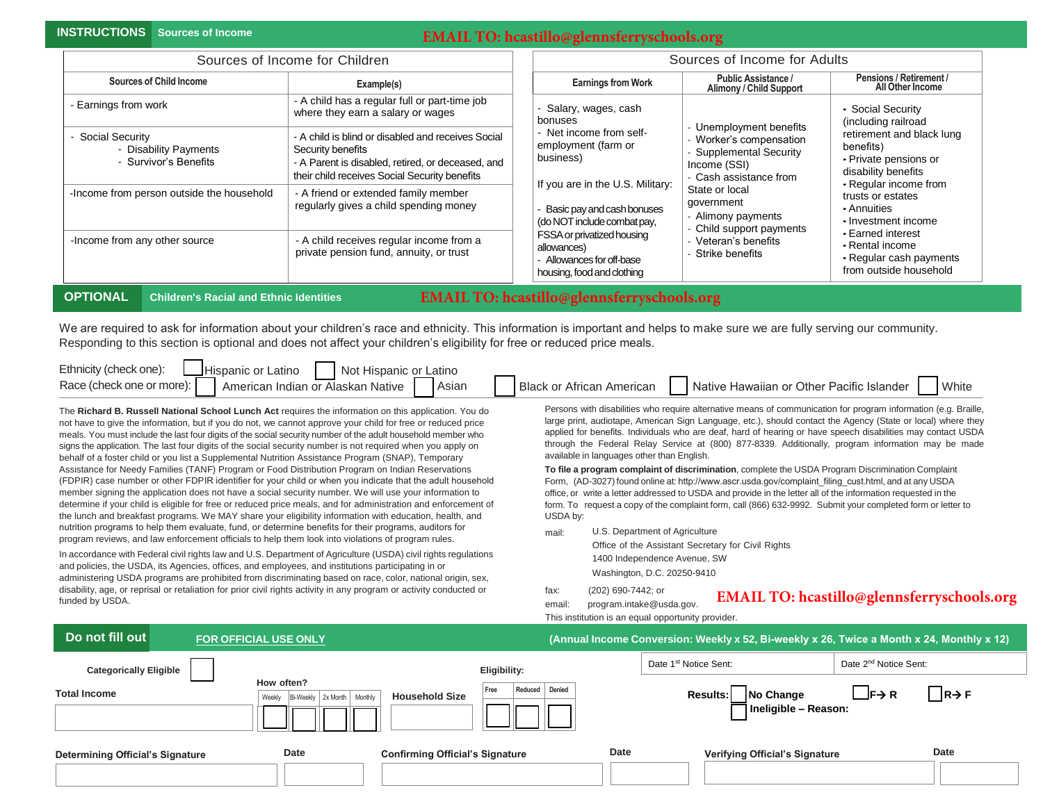**INSTRUCTIONS** Sources of Income **EMAIL TO: hcastillo@glennsferryschools.org**

## Sources of Income for Children

| Sources of Child Income | Example(s) |
|---|---|
| - Earnings from work | - A child has a regular full or part-time job where they earn a salary or wages |
| - Social Security<br>- Disability Payments<br>- Survivor's Benefits | - A child is blind or disabled and receives Social Security benefits<br>- A Parent is disabled, retired, or deceased, and their child receives Social Security benefits |
| -Income from person outside the household | - A friend or extended family member regularly gives a child spending money |
| -Income from any other source | - A child receives regular income from a private pension fund, annuity, or trust |

## Sources of Income for Adults

| Earnings from Work | Public Assistance / Alimony / Child Support | Pensions / Retirement / All Other Income |
|---|---|---|
| - Salary, wages, cash bonuses<br>- Net income from self-employment (farm or business)<br><br>If you are in the U.S. Military:<br><br>- Basic pay and cash bonuses (do NOT include combat pay, FSSA or privatized housing allowances)<br>- Allowances for off-base housing, food and clothing | - Unemployment benefits<br>- Worker's compensation<br>- Supplemental Security Income (SSI)<br>- Cash assistance from State or local government<br>- Alimony payments<br>- Child support payments<br>- Veteran's benefits<br>- Strike benefits | - Social Security (including railroad retirement and black lung benefits)<br>- Private pensions or disability benefits<br>- Regular income from trusts or estates<br>- Annuities<br>- Investment income<br>- Earned interest<br>- Rental income<br>- Regular cash payments from outside household |

**OPTIONAL** Children's Racial and Ethnic Identities **EMAIL TO: hcastillo@glennsferryschools.org**

We are required to ask for information about your children's race and ethnicity. This information is important and helps to make sure we are fully serving our community. Responding to this section is optional and does not affect your children's eligibility for free or reduced price meals.

Ethnicity (check one): ☐ Hispanic or Latino ☐ Not Hispanic or Latino

Race (check one or more): ☐ American Indian or Alaskan Native ☐ Asian ☐ Black or African American ☐ Native Hawaiian or Other Pacific Islander ☐ White

The **Richard B. Russell National School Lunch Act** requires the information on this application. You do not have to give the information, but if you do not, we cannot approve your child for free or reduced price meals. You must include the last four digits of the social security number of the adult household member who signs the application. The last four digits of the social security number is not required when you apply on behalf of a foster child or you list a Supplemental Nutrition Assistance Program (SNAP), Temporary Assistance for Needy Families (TANF) Program or Food Distribution Program on Indian Reservations (FDPIR) case number or other FDPIR identifier for your child or when you indicate that the adult household member signing the application does not have a social security number. We will use your information to determine if your child is eligible for free or reduced price meals, and for administration and enforcement of the lunch and breakfast programs. We MAY share your eligibility information with education, health, and nutrition programs to help them evaluate, fund, or determine benefits for their programs, auditors for program reviews, and law enforcement officials to help them look into violations of program rules.

In accordance with Federal civil rights law and U.S. Department of Agriculture (USDA) civil rights regulations and policies, the USDA, its Agencies, offices, and employees, and institutions participating in or administering USDA programs are prohibited from discriminating based on race, color, national origin, sex, disability, age, or reprisal or retaliation for prior civil rights activity in any program or activity conducted or funded by USDA.

Persons with disabilities who require alternative means of communication for program information (e.g. Braille, large print, audiotape, American Sign Language, etc.), should contact the Agency (State or local) where they applied for benefits. Individuals who are deaf, hard of hearing or have speech disabilities may contact USDA through the Federal Relay Service at (800) 877-8339. Additionally, program information may be made available in languages other than English.

**To file a program complaint of discrimination**, complete the USDA Program Discrimination Complaint Form, (AD-3027) found online at: http://www.ascr.usda.gov/complaint_filing_cust.html, and at any USDA office, or write a letter addressed to USDA and provide in the letter all of the information requested in the form. To request a copy of the complaint form, call (866) 632-9992. Submit your completed form or letter to USDA by:

mail: U.S. Department of Agriculture
Office of the Assistant Secretary for Civil Rights
1400 Independence Avenue, SW
Washington, D.C. 20250-9410

fax: (202) 690-7442; or

email: program.intake@usda.gov.

This institution is an equal opportunity provider.

**EMAIL TO: hcastillo@glennsferryschools.org**

**Do not fill out** FOR OFFICIAL USE ONLY (Annual Income Conversion: Weekly x 52, Bi-weekly x 26, Twice a Month x 24, Monthly x 12)

Categorically Eligible ☐

Total Income ________

How often? ☐ Weekly ☐ Bi-Weekly ☐ 2x Month ☐ Monthly

Household Size ________

Eligibility: ☐ Free ☐ Reduced ☐ Denied

Date 1st Notice Sent: ________ Date 2nd Notice Sent: ________

Results: ☐ No Change ☐ F→ R ☐ R→ F ☐ Ineligible – Reason:

Determining Official's Signature ________ Date ________

Confirming Official's Signature ________ Date ________

Verifying Official's Signature ________ Date ________